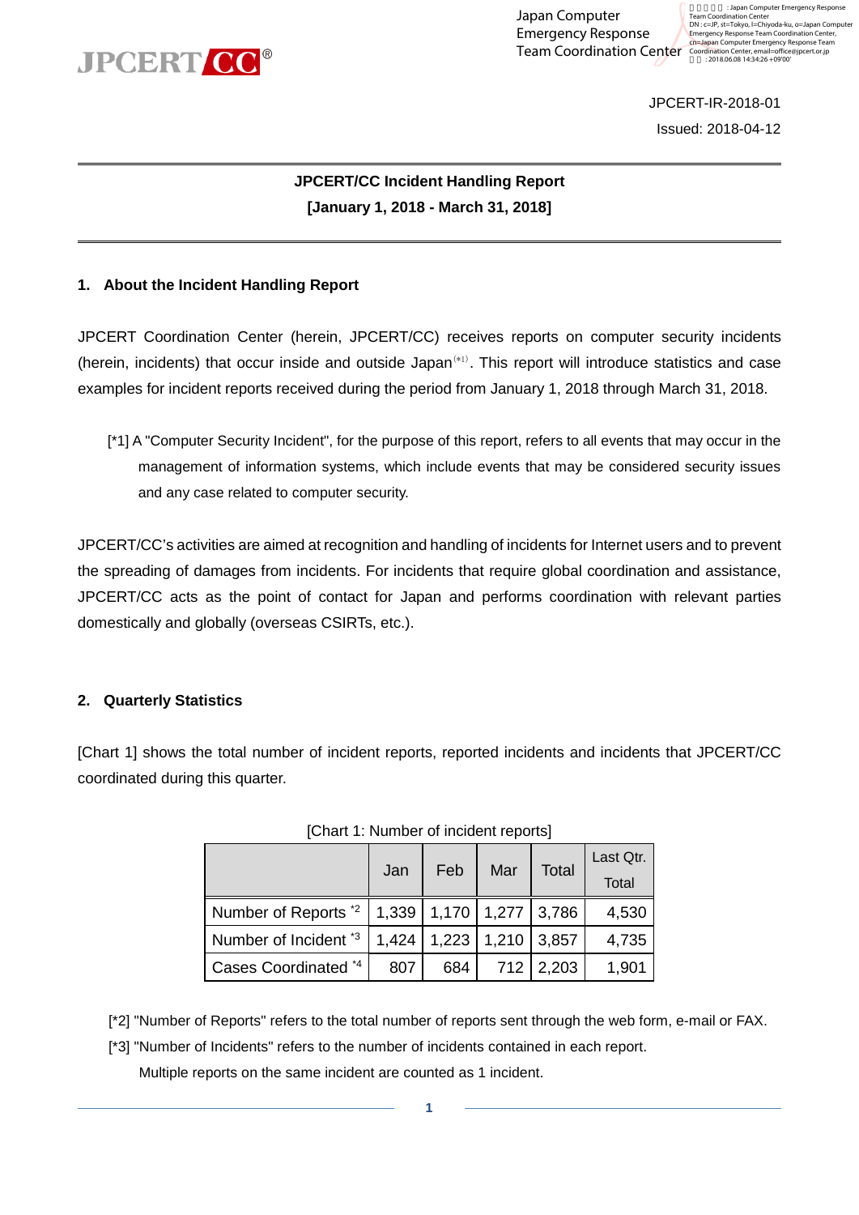JPCERT-IR-2018-01

Issued: 2018-04-12

# JPCERT/CC Incident Handling Report
## [January 1, 2018 - March 31, 2018]

## 1. About the Incident Handling Report

JPCERT Coordination Center (herein, JPCERT/CC) receives reports on computer security incidents (herein, incidents) that occur inside and outside Japan[*1]. This report will introduce statistics and case examples for incident reports received during the period from January 1, 2018 through March 31, 2018.

[*1] A "Computer Security Incident", for the purpose of this report, refers to all events that may occur in the management of information systems, which include events that may be considered security issues and any case related to computer security.

JPCERT/CC's activities are aimed at recognition and handling of incidents for Internet users and to prevent the spreading of damages from incidents. For incidents that require global coordination and assistance, JPCERT/CC acts as the point of contact for Japan and performs coordination with relevant parties domestically and globally (overseas CSIRTs, etc.).

## 2. Quarterly Statistics

[Chart 1] shows the total number of incident reports, reported incidents and incidents that JPCERT/CC coordinated during this quarter.

[Chart 1: Number of incident reports]

| | Jan | Feb | Mar | Total | Last Qtr. Total |
|---|---|---|---|---|---|
| Number of Reports [*2] | 1,339 | 1,170 | 1,277 | 3,786 | 4,530 |
| Number of Incident [*3] | 1,424 | 1,223 | 1,210 | 3,857 | 4,735 |
| Cases Coordinated [*4] | 807 | 684 | 712 | 2,203 | 1,901 |

[*2] "Number of Reports" refers to the total number of reports sent through the web form, e-mail or FAX.

[*3] "Number of Incidents" refers to the number of incidents contained in each report. Multiple reports on the same incident are counted as 1 incident.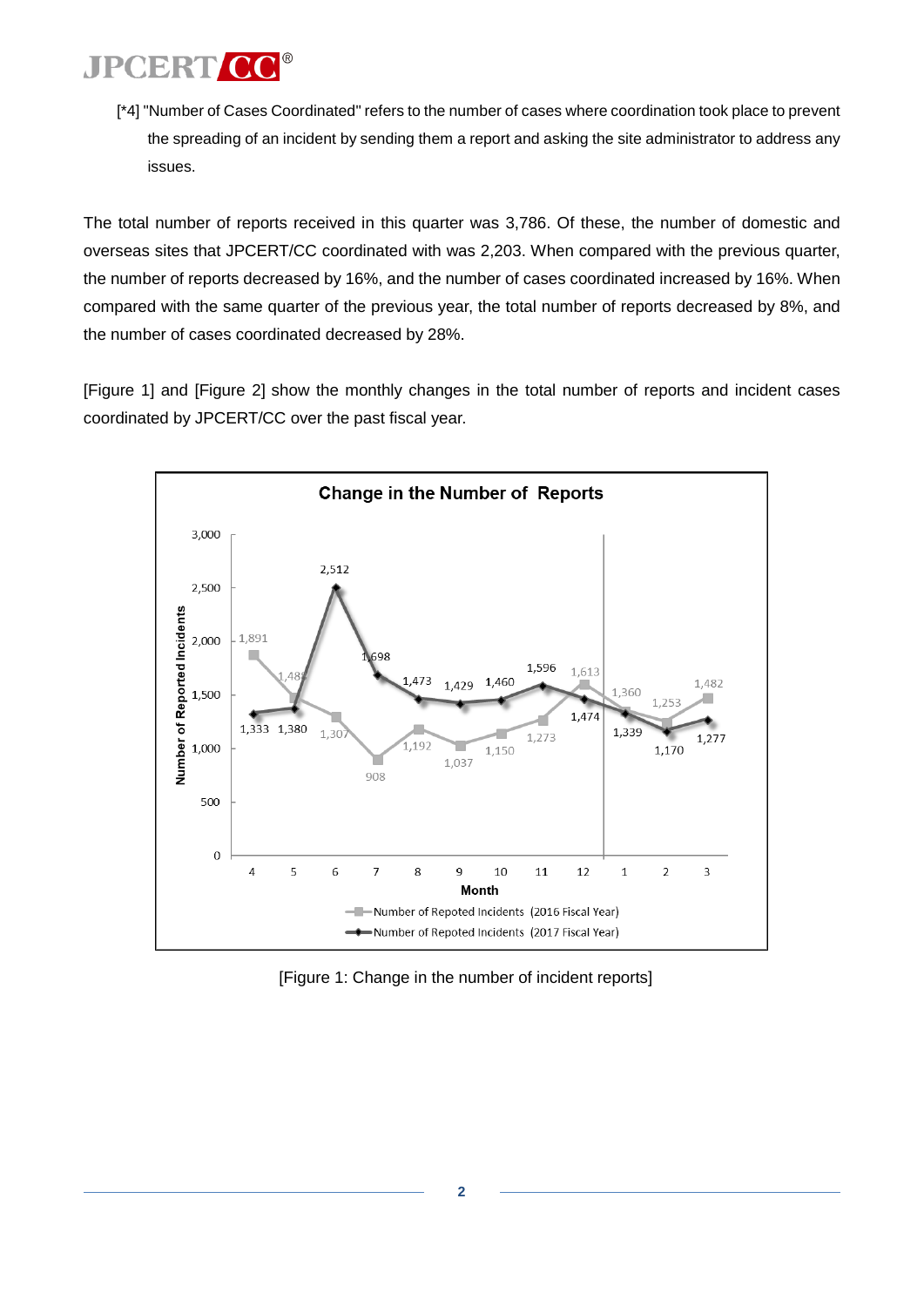[*4] "Number of Cases Coordinated" refers to the number of cases where coordination took place to prevent the spreading of an incident by sending them a report and asking the site administrator to address any issues.

The total number of reports received in this quarter was 3,786. Of these, the number of domestic and overseas sites that JPCERT/CC coordinated with was 2,203. When compared with the previous quarter, the number of reports decreased by 16%, and the number of cases coordinated increased by 16%. When compared with the same quarter of the previous year, the total number of reports decreased by 8%, and the number of cases coordinated decreased by 28%.

[Figure 1] and [Figure 2] show the monthly changes in the total number of reports and incident cases coordinated by JPCERT/CC over the past fiscal year.

**Change in the Number of Reports**

| Month | 4 | 5 | 6 | 7 | 8 | 9 | 10 | 11 | 12 | 1 | 2 | 3 |
|---|---|---|---|---|---|---|---|---|---|---|---|---|
| Number of Repoted Incidents (2016 Fiscal Year) | 1,891 | 1,488 | 1,307 | 908 | 1,192 | 1,037 | 1,150 | 1,273 | 1,613 | 1,360 | 1,253 | 1,482 |
| Number of Repoted Incidents (2017 Fiscal Year) | 1,333 | 1,380 | 2,512 | 1,698 | 1,473 | 1,429 | 1,460 | 1,596 | 1,474 | 1,339 | 1,170 | 1,277 |

[Figure 1: Change in the number of incident reports]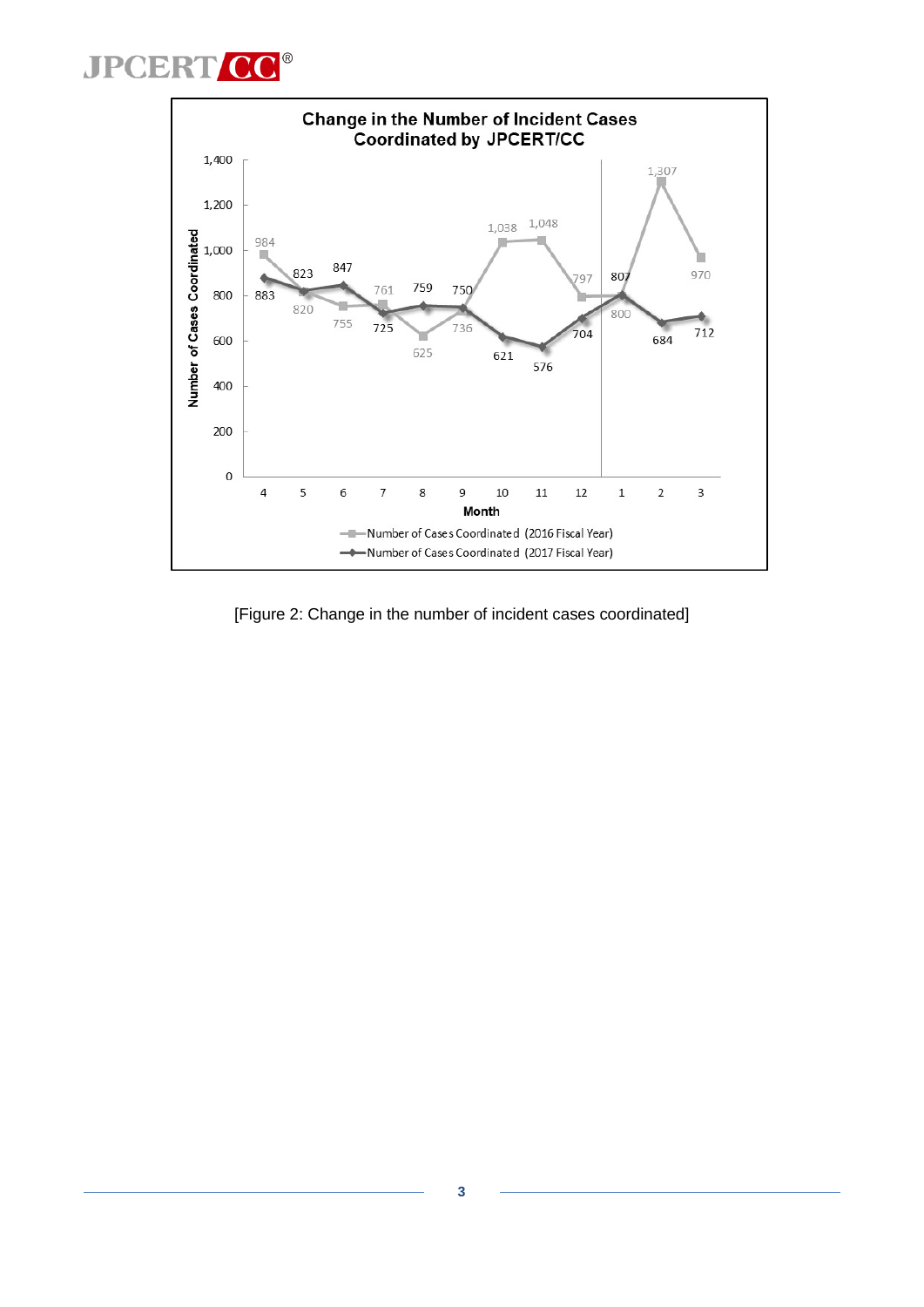**Change in the Number of Incident Cases Coordinated by JPCERT/CC**

| Month | 4 | 5 | 6 | 7 | 8 | 9 | 10 | 11 | 12 | 1 | 2 | 3 |
|---|---|---|---|---|---|---|---|---|---|---|---|---|
| Number of Cases Coordinated (2016 Fiscal Year) | 984 | 820 | 755 | 761 | 625 | 736 | 1,038 | 1,048 | 797 | 800 | 1,307 | 970 |
| Number of Cases Coordinated (2017 Fiscal Year) | 883 | 823 | 847 | 725 | 759 | 750 | 621 | 576 | 704 | 807 | 684 | 712 |

[Figure 2: Change in the number of incident cases coordinated]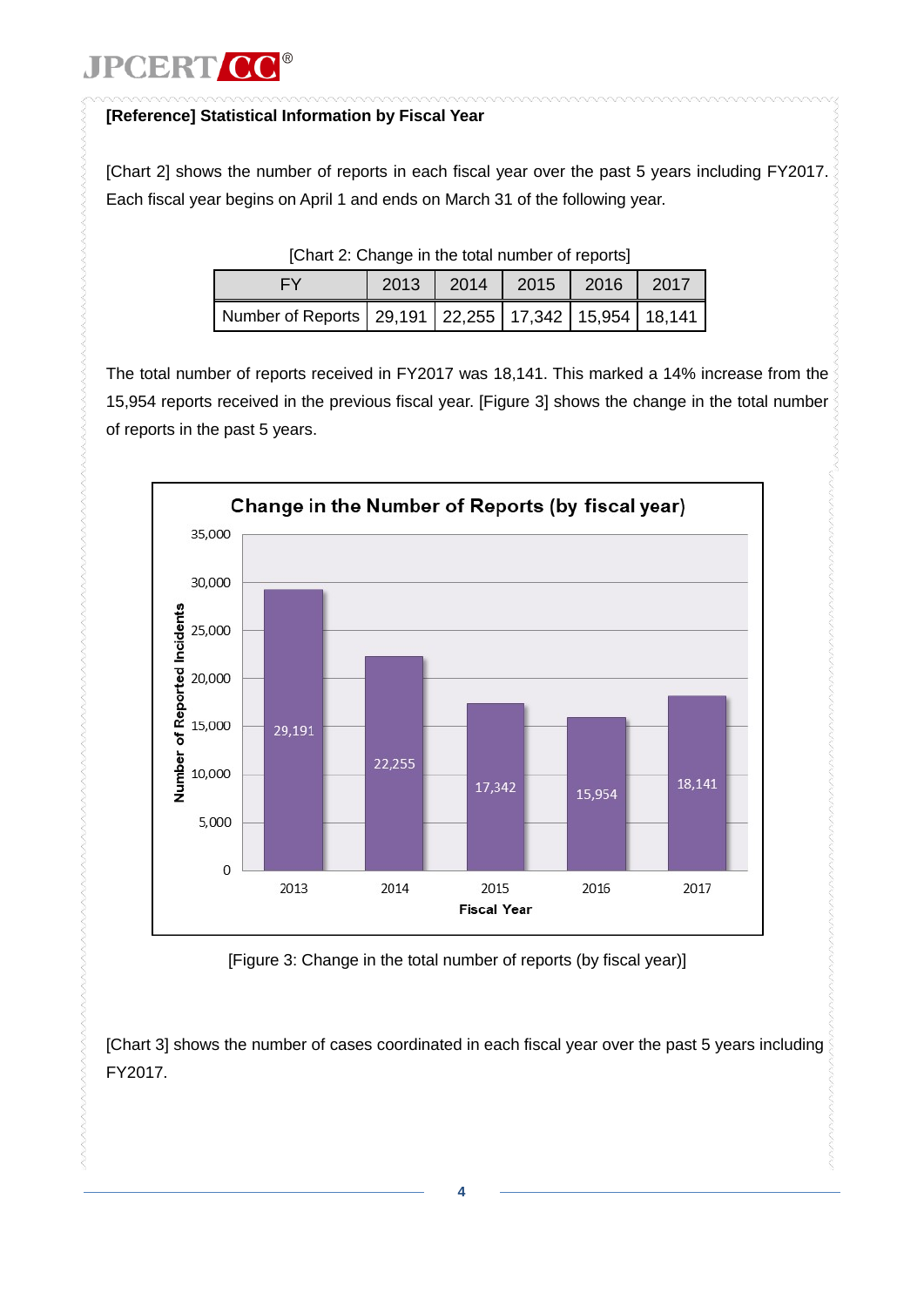**[Reference] Statistical Information by Fiscal Year**

[Chart 2] shows the number of reports in each fiscal year over the past 5 years including FY2017. Each fiscal year begins on April 1 and ends on March 31 of the following year.

[Chart 2: Change in the total number of reports]

| FY | 2013 | 2014 | 2015 | 2016 | 2017 |
|---|---|---|---|---|---|
| Number of Reports | 29,191 | 22,255 | 17,342 | 15,954 | 18,141 |

The total number of reports received in FY2017 was 18,141. This marked a 14% increase from the 15,954 reports received in the previous fiscal year. [Figure 3] shows the change in the total number of reports in the past 5 years.

[Figure 3: Change in the total number of reports (by fiscal year)]

[Chart 3] shows the number of cases coordinated in each fiscal year over the past 5 years including FY2017.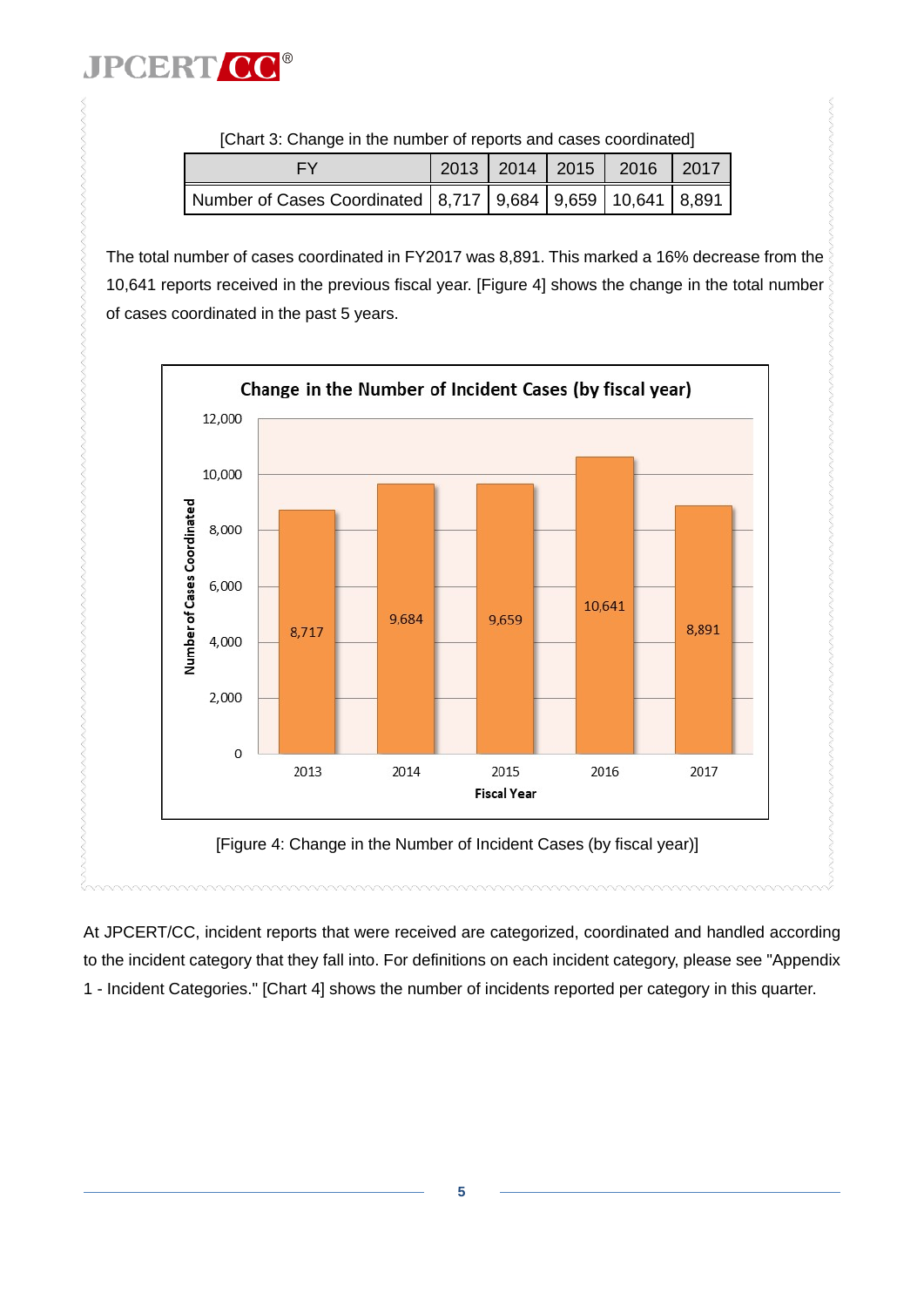[Chart 3: Change in the number of reports and cases coordinated]

| FY | 2013 | 2014 | 2015 | 2016 | 2017 |
|---|---|---|---|---|---|
| Number of Cases Coordinated | 8,717 | 9,684 | 9,659 | 10,641 | 8,891 |

The total number of cases coordinated in FY2017 was 8,891. This marked a 16% decrease from the 10,641 reports received in the previous fiscal year. [Figure 4] shows the change in the total number of cases coordinated in the past 5 years.

**Change in the Number of Incident Cases (by fiscal year)**

| Fiscal Year | Number of Cases Coordinated |
|---|---|
| 2013 | 8,717 |
| 2014 | 9,684 |
| 2015 | 9,659 |
| 2016 | 10,641 |
| 2017 | 8,891 |

[Figure 4: Change in the Number of Incident Cases (by fiscal year)]

At JPCERT/CC, incident reports that were received are categorized, coordinated and handled according to the incident category that they fall into. For definitions on each incident category, please see "Appendix 1 - Incident Categories." [Chart 4] shows the number of incidents reported per category in this quarter.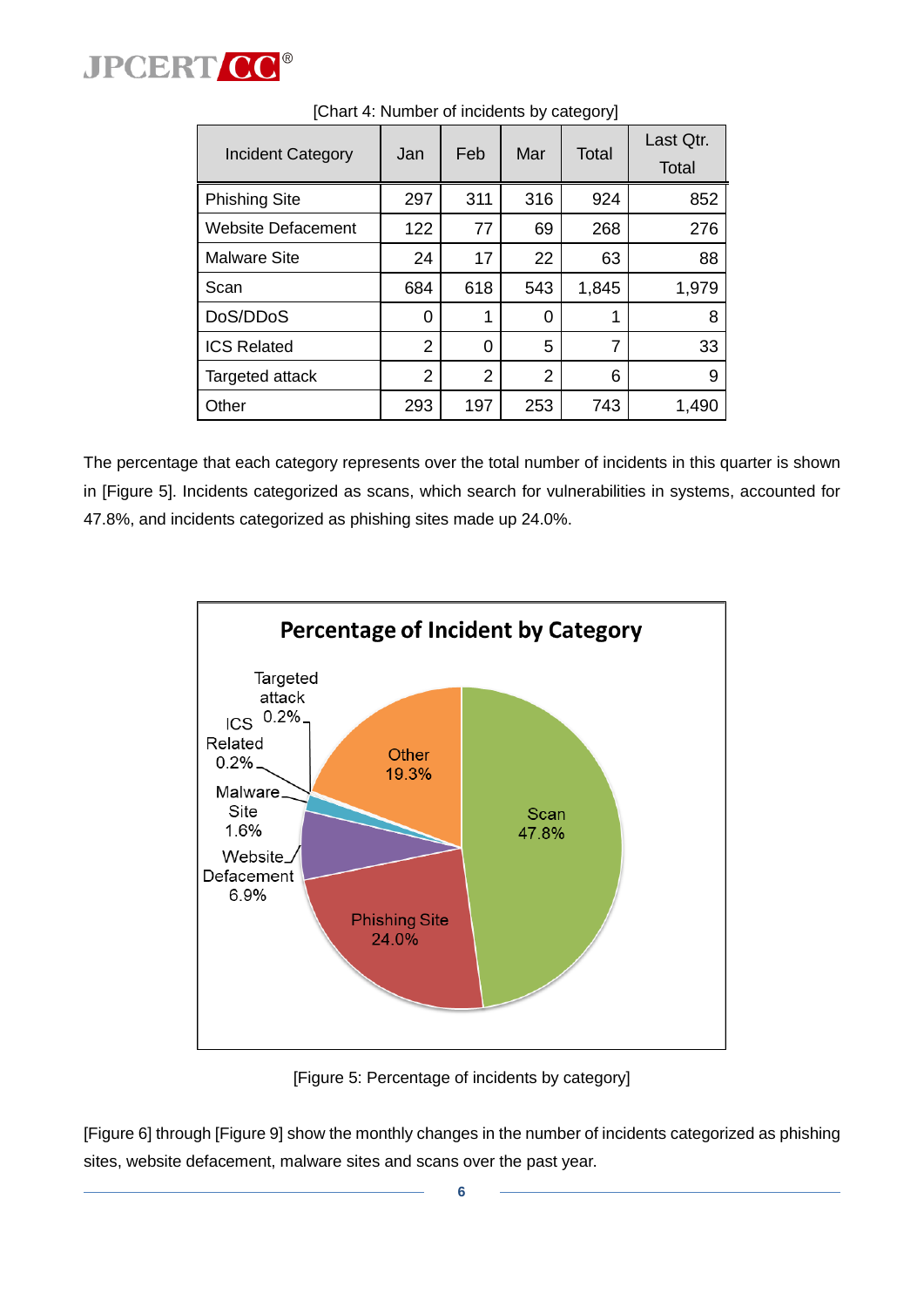[Chart 4: Number of incidents by category]

| Incident Category | Jan | Feb | Mar | Total | Last Qtr. Total |
|---|---|---|---|---|---|
| Phishing Site | 297 | 311 | 316 | 924 | 852 |
| Website Defacement | 122 | 77 | 69 | 268 | 276 |
| Malware Site | 24 | 17 | 22 | 63 | 88 |
| Scan | 684 | 618 | 543 | 1,845 | 1,979 |
| DoS/DDoS | 0 | 1 | 0 | 1 | 8 |
| ICS Related | 2 | 0 | 5 | 7 | 33 |
| Targeted attack | 2 | 2 | 2 | 6 | 9 |
| Other | 293 | 197 | 253 | 743 | 1,490 |

The percentage that each category represents over the total number of incidents in this quarter is shown in [Figure 5]. Incidents categorized as scans, which search for vulnerabilities in systems, accounted for 47.8%, and incidents categorized as phishing sites made up 24.0%.

**Percentage of Incident by Category**

| Category | Percentage |
|---|---|
| Scan | 47.8% |
| Phishing Site | 24.0% |
| Website Defacement | 6.9% |
| Malware Site | 1.6% |
| ICS Related | 0.2% |
| Targeted attack | 0.2% |
| Other | 19.3% |

[Figure 5: Percentage of incidents by category]

[Figure 6] through [Figure 9] show the monthly changes in the number of incidents categorized as phishing sites, website defacement, malware sites and scans over the past year.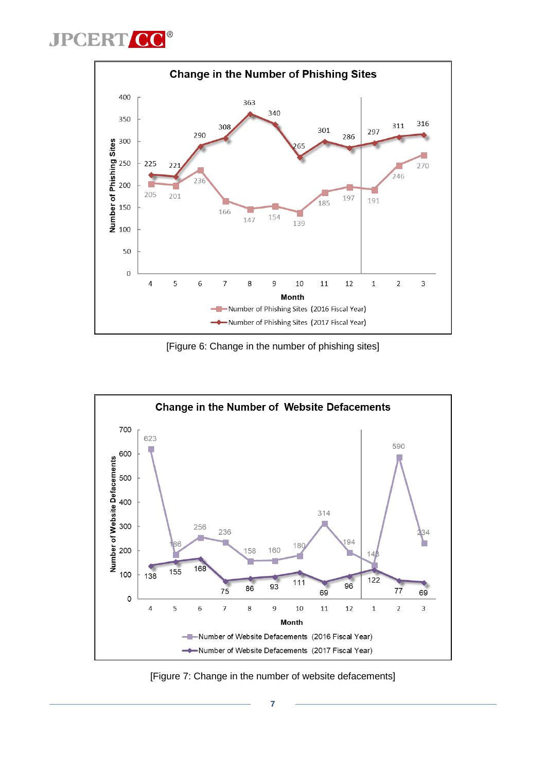**Change in the Number of Phishing Sites**

| Month | 4 | 5 | 6 | 7 | 8 | 9 | 10 | 11 | 12 | 1 | 2 | 3 |
|---|---|---|---|---|---|---|---|---|---|---|---|---|
| Number of Phishing Sites (2016 Fiscal Year) | 205 | 201 | 236 | 166 | 147 | 154 | 139 | 185 | 197 | 191 | 246 | 270 |
| Number of Phishing Sites (2017 Fiscal Year) | 225 | 221 | 290 | 308 | 363 | 340 | 265 | 301 | 286 | 297 | 311 | 316 |

[Figure 6: Change in the number of phishing sites]

**Change in the Number of Website Defacements**

| Month | 4 | 5 | 6 | 7 | 8 | 9 | 10 | 11 | 12 | 1 | 2 | 3 |
|---|---|---|---|---|---|---|---|---|---|---|---|---|
| Number of Website Defacements (2016 Fiscal Year) | 623 | 186 | 256 | 236 | 158 | 160 | 180 | 314 | 194 | 143 | 590 | 234 |
| Number of Website Defacements (2017 Fiscal Year) | 138 | 155 | 168 | 75 | 86 | 93 | 111 | 69 | 96 | 122 | 77 | 69 |

[Figure 7: Change in the number of website defacements]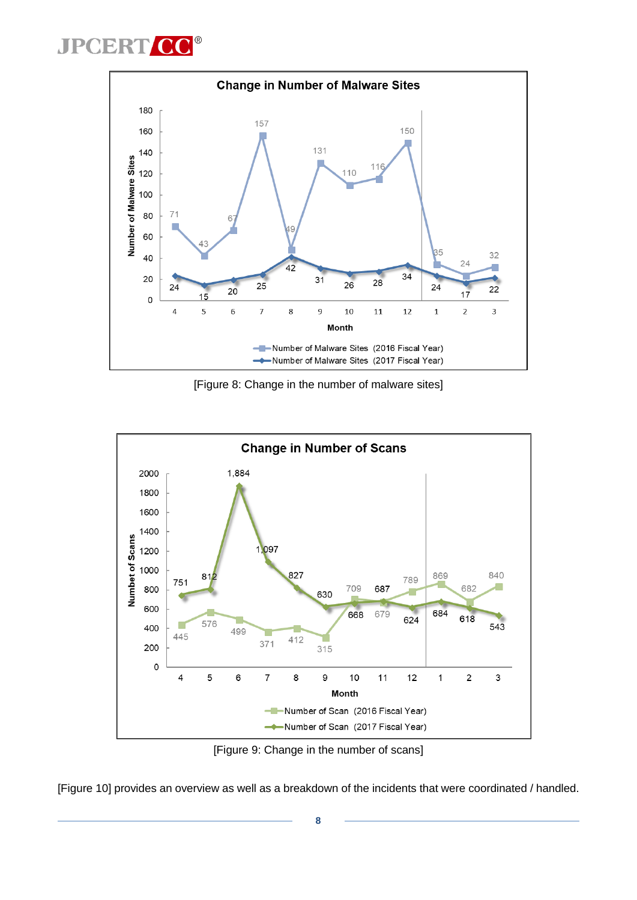[Figure 8: Change in the number of malware sites]

[Figure 9: Change in the number of scans]

[Figure 10] provides an overview as well as a breakdown of the incidents that were coordinated / handled.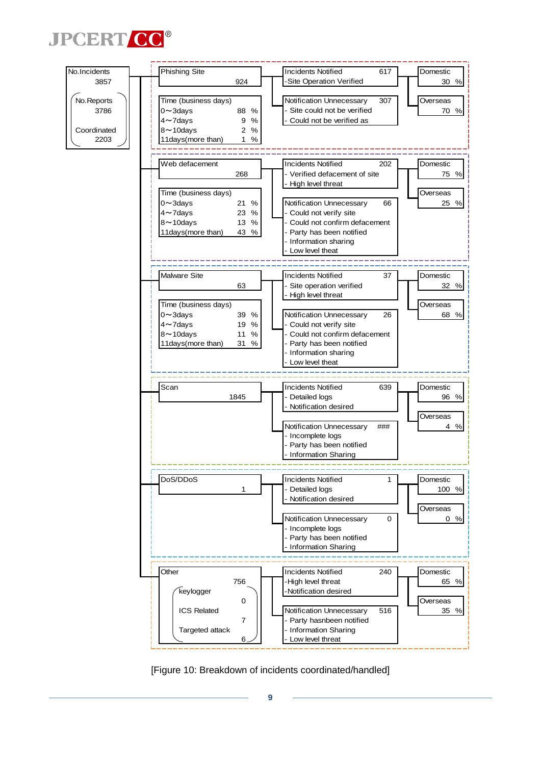**No.Incidents** 3857

- No.Reports 3786
- Coordinated 2203

## Phishing Site — 924

| Time (business days) | |
|---|---|
| 0〜3days | 88 % |
| 4〜7days | 9 % |
| 8〜10days | 2 % |
| 11days(more than) | 1 % |

- Incidents Notified 617
  - -Site Operation Verified
- Notification Unnecessary 307
  - Site could not be verified
  - Could not be verified as
- Domestic 30 %
- Overseas 70 %

## Web defacement — 268

| Time (business days) | |
|---|---|
| 0〜3days | 21 % |
| 4〜7days | 23 % |
| 8〜10days | 13 % |
| 11days(more than) | 43 % |

- Incidents Notified 202
  - Verified defacement of site
  - High level threat
- Notification Unnecessary 66
  - Could not verify site
  - Could not confirm defacement
  - Party has been notified
  - Information sharing
  - Low level theat
- Domestic 75 %
- Overseas 25 %

## Malware Site — 63

| Time (business days) | |
|---|---|
| 0〜3days | 39 % |
| 4〜7days | 19 % |
| 8〜10days | 11 % |
| 11days(more than) | 31 % |

- Incidents Notified 37
  - Site operation verified
  - High level threat
- Notification Unnecessary 26
  - Could not verify site
  - Could not confirm defacement
  - Party has been notified
  - Information sharing
  - Low level theat
- Domestic 32 %
- Overseas 68 %

## Scan — 1845

- Incidents Notified 639
  - Detailed logs
  - Notification desired
- Notification Unnecessary ###
  - Incomplete logs
  - Party has been notified
  - Information Sharing
- Domestic 96 %
- Overseas 4 %

## DoS/DDoS — 1

- Incidents Notified 1
  - Detailed logs
  - Notification desired
- Notification Unnecessary 0
  - Incomplete logs
  - Party has been notified
  - Information Sharing
- Domestic 100 %
- Overseas 0 %

## Other — 756

- keylogger 0
- ICS Related 7
- Targeted attack 6

- Incidents Notified 240
  - -High level threat
  - -Notification desired
- Notification Unnecessary 516
  - Party hasnbeen notified
  - Information Sharing
  - Low level threat
- Domestic 65 %
- Overseas 35 %

[Figure 10: Breakdown of incidents coordinated/handled]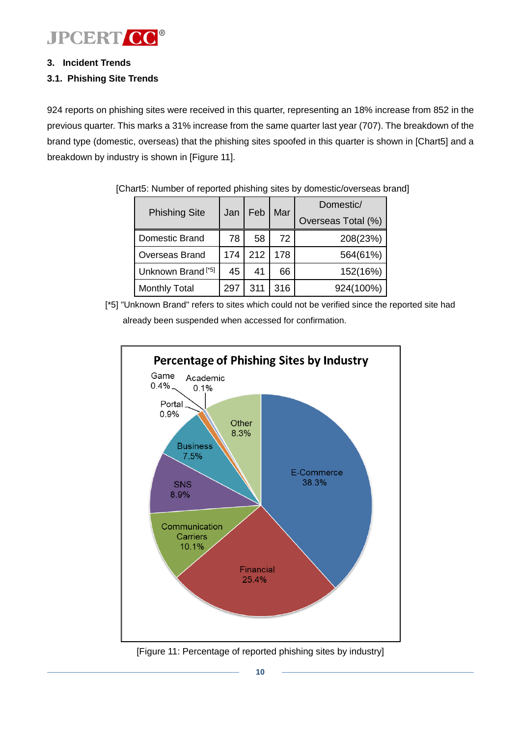## 3. Incident Trends

### 3.1. Phishing Site Trends

924 reports on phishing sites were received in this quarter, representing an 18% increase from 852 in the previous quarter. This marks a 31% increase from the same quarter last year (707). The breakdown of the brand type (domestic, overseas) that the phishing sites spoofed in this quarter is shown in [Chart5] and a breakdown by industry is shown in [Figure 11].

[Chart5: Number of reported phishing sites by domestic/overseas brand]

| Phishing Site | Jan | Feb | Mar | Domestic/ Overseas Total (%) |
|---|---|---|---|---|
| Domestic Brand | 78 | 58 | 72 | 208(23%) |
| Overseas Brand | 174 | 212 | 178 | 564(61%) |
| Unknown Brand [*5] | 45 | 41 | 66 | 152(16%) |
| Monthly Total | 297 | 311 | 316 | 924(100%) |

[*5] "Unknown Brand" refers to sites which could not be verified since the reported site had already been suspended when accessed for confirmation.

**Percentage of Phishing Sites by Industry**

| Industry | Percentage |
|---|---|
| E-Commerce | 38.3% |
| Financial | 25.4% |
| Communication Carriers | 10.1% |
| SNS | 8.9% |
| Business | 7.5% |
| Portal | 0.9% |
| Game | 0.4% |
| Academic | 0.1% |
| Other | 8.3% |

[Figure 11: Percentage of reported phishing sites by industry]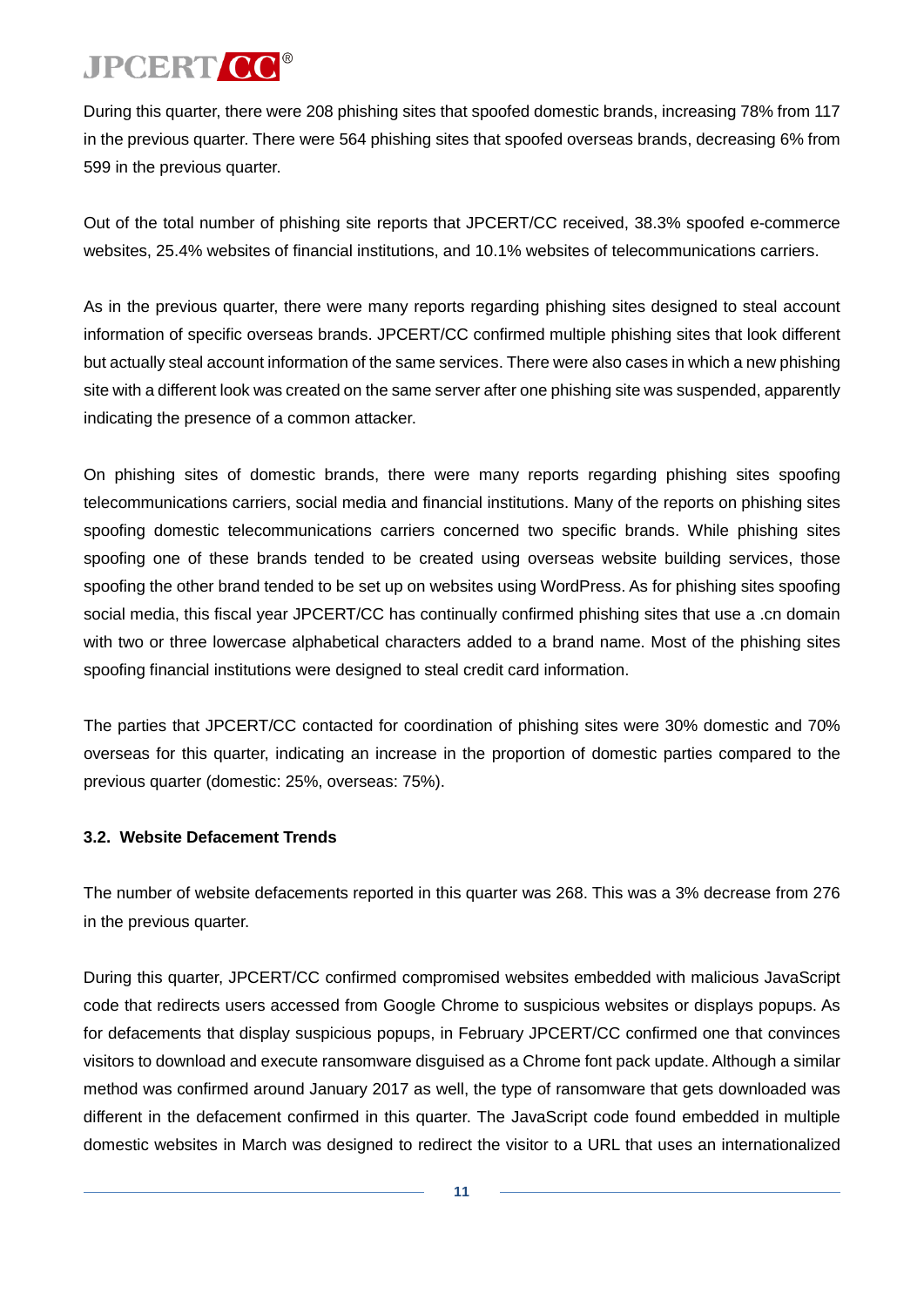During this quarter, there were 208 phishing sites that spoofed domestic brands, increasing 78% from 117 in the previous quarter. There were 564 phishing sites that spoofed overseas brands, decreasing 6% from 599 in the previous quarter.

Out of the total number of phishing site reports that JPCERT/CC received, 38.3% spoofed e-commerce websites, 25.4% websites of financial institutions, and 10.1% websites of telecommunications carriers.

As in the previous quarter, there were many reports regarding phishing sites designed to steal account information of specific overseas brands. JPCERT/CC confirmed multiple phishing sites that look different but actually steal account information of the same services. There were also cases in which a new phishing site with a different look was created on the same server after one phishing site was suspended, apparently indicating the presence of a common attacker.

On phishing sites of domestic brands, there were many reports regarding phishing sites spoofing telecommunications carriers, social media and financial institutions. Many of the reports on phishing sites spoofing domestic telecommunications carriers concerned two specific brands. While phishing sites spoofing one of these brands tended to be created using overseas website building services, those spoofing the other brand tended to be set up on websites using WordPress. As for phishing sites spoofing social media, this fiscal year JPCERT/CC has continually confirmed phishing sites that use a .cn domain with two or three lowercase alphabetical characters added to a brand name. Most of the phishing sites spoofing financial institutions were designed to steal credit card information.

The parties that JPCERT/CC contacted for coordination of phishing sites were 30% domestic and 70% overseas for this quarter, indicating an increase in the proportion of domestic parties compared to the previous quarter (domestic: 25%, overseas: 75%).

### 3.2. Website Defacement Trends

The number of website defacements reported in this quarter was 268. This was a 3% decrease from 276 in the previous quarter.

During this quarter, JPCERT/CC confirmed compromised websites embedded with malicious JavaScript code that redirects users accessed from Google Chrome to suspicious websites or displays popups. As for defacements that display suspicious popups, in February JPCERT/CC confirmed one that convinces visitors to download and execute ransomware disguised as a Chrome font pack update. Although a similar method was confirmed around January 2017 as well, the type of ransomware that gets downloaded was different in the defacement confirmed in this quarter. The JavaScript code found embedded in multiple domestic websites in March was designed to redirect the visitor to a URL that uses an internationalized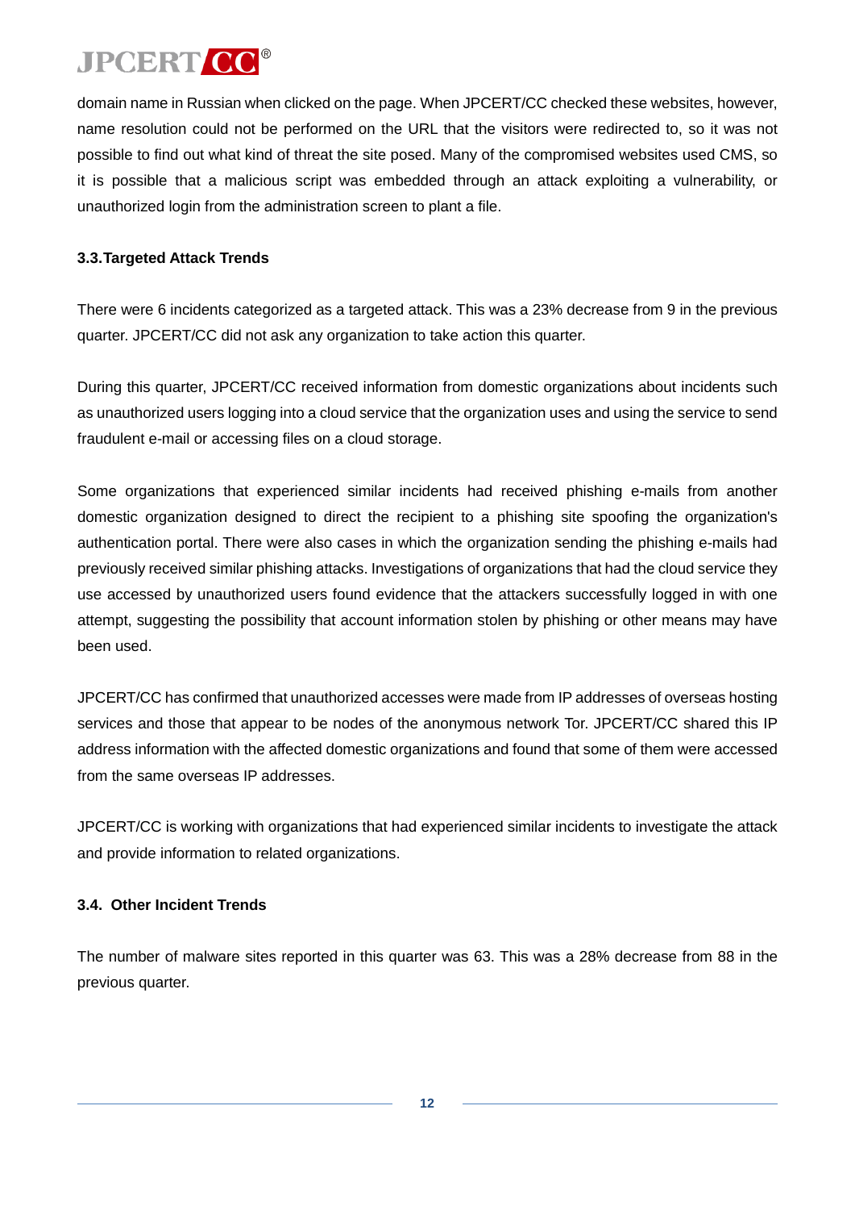domain name in Russian when clicked on the page. When JPCERT/CC checked these websites, however, name resolution could not be performed on the URL that the visitors were redirected to, so it was not possible to find out what kind of threat the site posed. Many of the compromised websites used CMS, so it is possible that a malicious script was embedded through an attack exploiting a vulnerability, or unauthorized login from the administration screen to plant a file.

### 3.3.Targeted Attack Trends

There were 6 incidents categorized as a targeted attack. This was a 23% decrease from 9 in the previous quarter. JPCERT/CC did not ask any organization to take action this quarter.

During this quarter, JPCERT/CC received information from domestic organizations about incidents such as unauthorized users logging into a cloud service that the organization uses and using the service to send fraudulent e-mail or accessing files on a cloud storage.

Some organizations that experienced similar incidents had received phishing e-mails from another domestic organization designed to direct the recipient to a phishing site spoofing the organization's authentication portal. There were also cases in which the organization sending the phishing e-mails had previously received similar phishing attacks. Investigations of organizations that had the cloud service they use accessed by unauthorized users found evidence that the attackers successfully logged in with one attempt, suggesting the possibility that account information stolen by phishing or other means may have been used.

JPCERT/CC has confirmed that unauthorized accesses were made from IP addresses of overseas hosting services and those that appear to be nodes of the anonymous network Tor. JPCERT/CC shared this IP address information with the affected domestic organizations and found that some of them were accessed from the same overseas IP addresses.

JPCERT/CC is working with organizations that had experienced similar incidents to investigate the attack and provide information to related organizations.

### 3.4. Other Incident Trends

The number of malware sites reported in this quarter was 63. This was a 28% decrease from 88 in the previous quarter.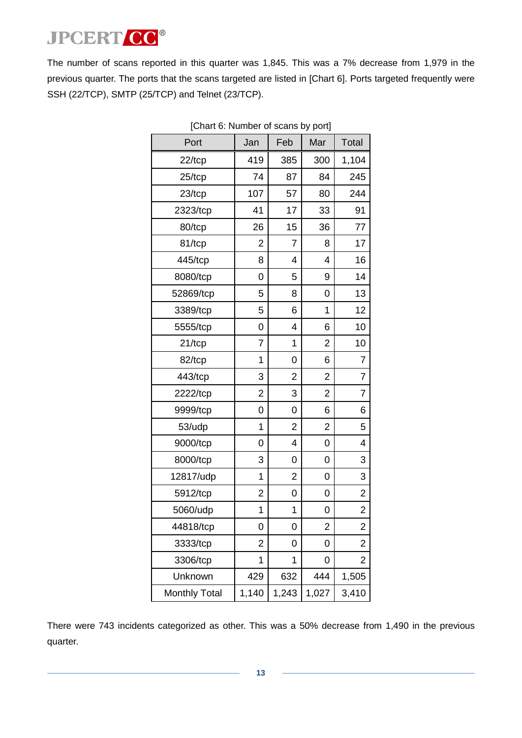The number of scans reported in this quarter was 1,845. This was a 7% decrease from 1,979 in the previous quarter. The ports that the scans targeted are listed in [Chart 6]. Ports targeted frequently were SSH (22/TCP), SMTP (25/TCP) and Telnet (23/TCP).

[Chart 6: Number of scans by port]

| Port | Jan | Feb | Mar | Total |
|---|---|---|---|---|
| 22/tcp | 419 | 385 | 300 | 1,104 |
| 25/tcp | 74 | 87 | 84 | 245 |
| 23/tcp | 107 | 57 | 80 | 244 |
| 2323/tcp | 41 | 17 | 33 | 91 |
| 80/tcp | 26 | 15 | 36 | 77 |
| 81/tcp | 2 | 7 | 8 | 17 |
| 445/tcp | 8 | 4 | 4 | 16 |
| 8080/tcp | 0 | 5 | 9 | 14 |
| 52869/tcp | 5 | 8 | 0 | 13 |
| 3389/tcp | 5 | 6 | 1 | 12 |
| 5555/tcp | 0 | 4 | 6 | 10 |
| 21/tcp | 7 | 1 | 2 | 10 |
| 82/tcp | 1 | 0 | 6 | 7 |
| 443/tcp | 3 | 2 | 2 | 7 |
| 2222/tcp | 2 | 3 | 2 | 7 |
| 9999/tcp | 0 | 0 | 6 | 6 |
| 53/udp | 1 | 2 | 2 | 5 |
| 9000/tcp | 0 | 4 | 0 | 4 |
| 8000/tcp | 3 | 0 | 0 | 3 |
| 12817/udp | 1 | 2 | 0 | 3 |
| 5912/tcp | 2 | 0 | 0 | 2 |
| 5060/udp | 1 | 1 | 0 | 2 |
| 44818/tcp | 0 | 0 | 2 | 2 |
| 3333/tcp | 2 | 0 | 0 | 2 |
| 3306/tcp | 1 | 1 | 0 | 2 |
| Unknown | 429 | 632 | 444 | 1,505 |
| Monthly Total | 1,140 | 1,243 | 1,027 | 3,410 |

There were 743 incidents categorized as other. This was a 50% decrease from 1,490 in the previous quarter.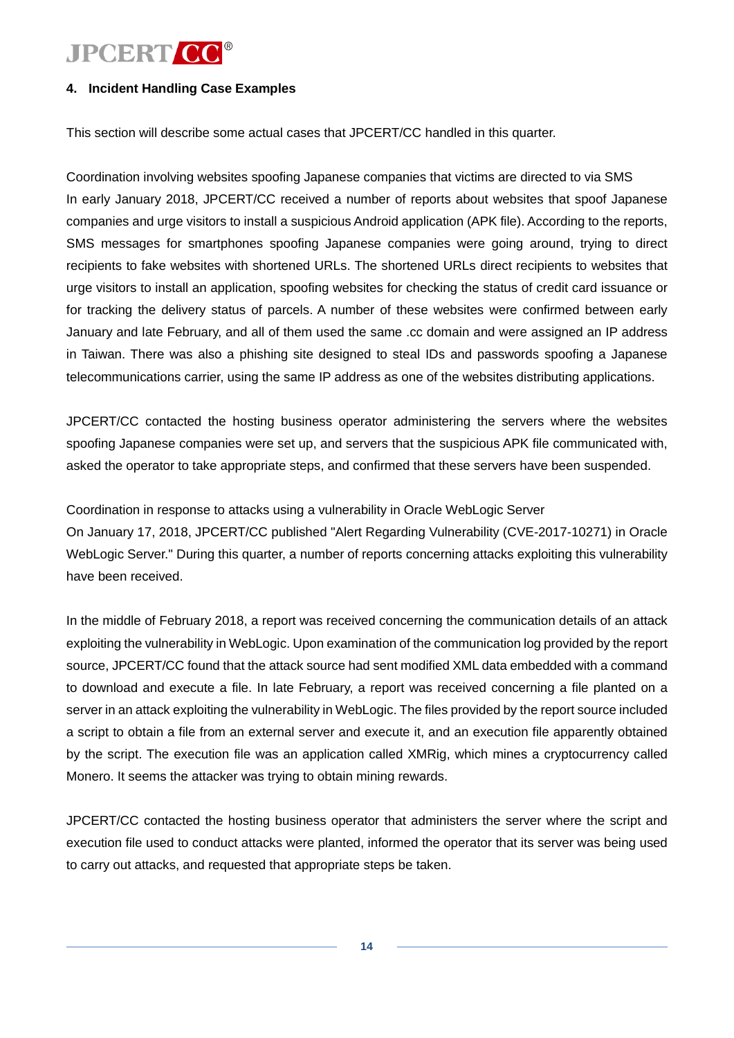## 4. Incident Handling Case Examples

This section will describe some actual cases that JPCERT/CC handled in this quarter.

Coordination involving websites spoofing Japanese companies that victims are directed to via SMS

In early January 2018, JPCERT/CC received a number of reports about websites that spoof Japanese companies and urge visitors to install a suspicious Android application (APK file). According to the reports, SMS messages for smartphones spoofing Japanese companies were going around, trying to direct recipients to fake websites with shortened URLs. The shortened URLs direct recipients to websites that urge visitors to install an application, spoofing websites for checking the status of credit card issuance or for tracking the delivery status of parcels. A number of these websites were confirmed between early January and late February, and all of them used the same .cc domain and were assigned an IP address in Taiwan. There was also a phishing site designed to steal IDs and passwords spoofing a Japanese telecommunications carrier, using the same IP address as one of the websites distributing applications.

JPCERT/CC contacted the hosting business operator administering the servers where the websites spoofing Japanese companies were set up, and servers that the suspicious APK file communicated with, asked the operator to take appropriate steps, and confirmed that these servers have been suspended.

Coordination in response to attacks using a vulnerability in Oracle WebLogic Server

On January 17, 2018, JPCERT/CC published "Alert Regarding Vulnerability (CVE-2017-10271) in Oracle WebLogic Server." During this quarter, a number of reports concerning attacks exploiting this vulnerability have been received.

In the middle of February 2018, a report was received concerning the communication details of an attack exploiting the vulnerability in WebLogic. Upon examination of the communication log provided by the report source, JPCERT/CC found that the attack source had sent modified XML data embedded with a command to download and execute a file. In late February, a report was received concerning a file planted on a server in an attack exploiting the vulnerability in WebLogic. The files provided by the report source included a script to obtain a file from an external server and execute it, and an execution file apparently obtained by the script. The execution file was an application called XMRig, which mines a cryptocurrency called Monero. It seems the attacker was trying to obtain mining rewards.

JPCERT/CC contacted the hosting business operator that administers the server where the script and execution file used to conduct attacks were planted, informed the operator that its server was being used to carry out attacks, and requested that appropriate steps be taken.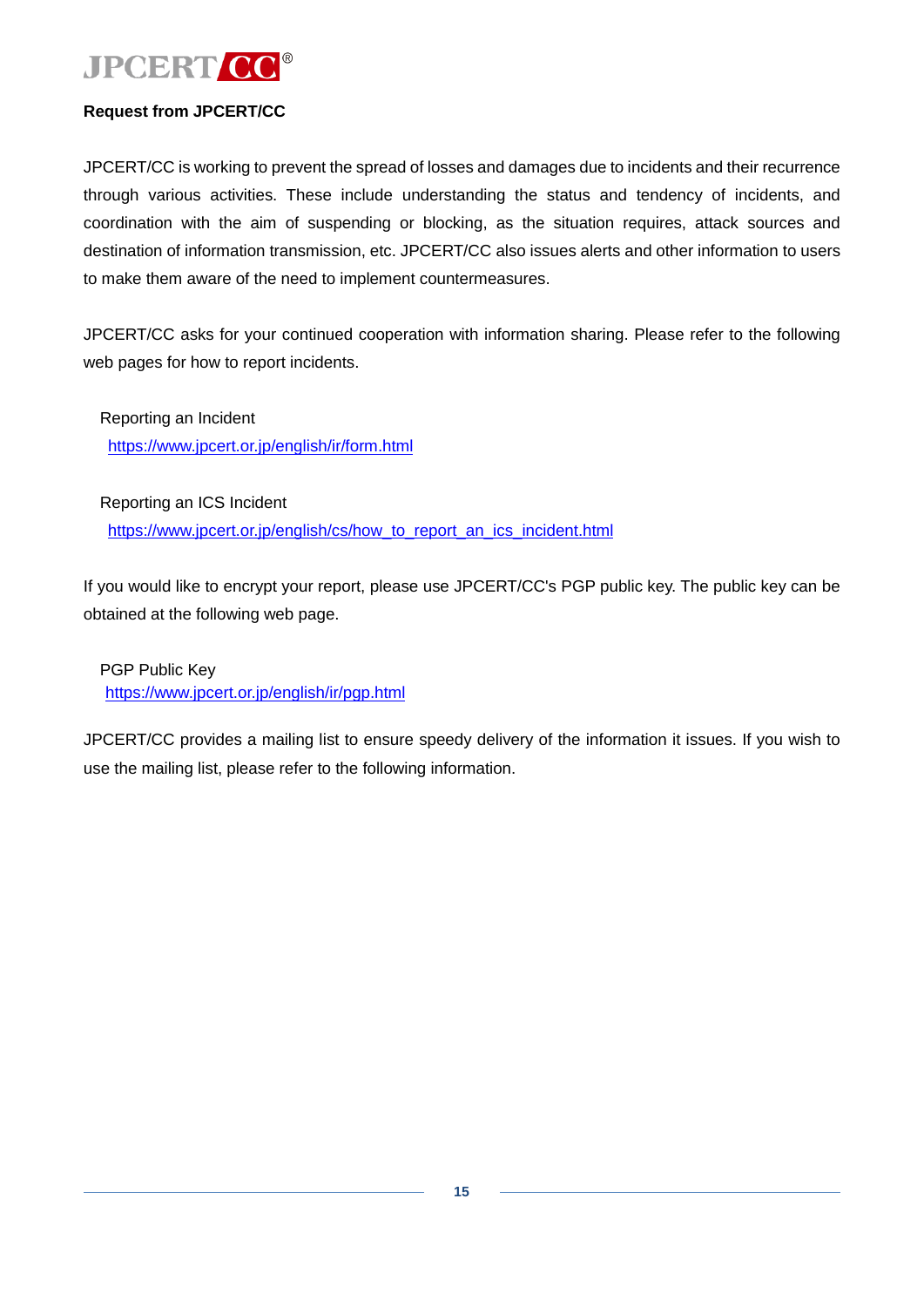**Request from JPCERT/CC**

JPCERT/CC is working to prevent the spread of losses and damages due to incidents and their recurrence through various activities. These include understanding the status and tendency of incidents, and coordination with the aim of suspending or blocking, as the situation requires, attack sources and destination of information transmission, etc. JPCERT/CC also issues alerts and other information to users to make them aware of the need to implement countermeasures.

JPCERT/CC asks for your continued cooperation with information sharing. Please refer to the following web pages for how to report incidents.

Reporting an Incident
https://www.jpcert.or.jp/english/ir/form.html

Reporting an ICS Incident
https://www.jpcert.or.jp/english/cs/how_to_report_an_ics_incident.html

If you would like to encrypt your report, please use JPCERT/CC's PGP public key. The public key can be obtained at the following web page.

PGP Public Key
https://www.jpcert.or.jp/english/ir/pgp.html

JPCERT/CC provides a mailing list to ensure speedy delivery of the information it issues. If you wish to use the mailing list, please refer to the following information.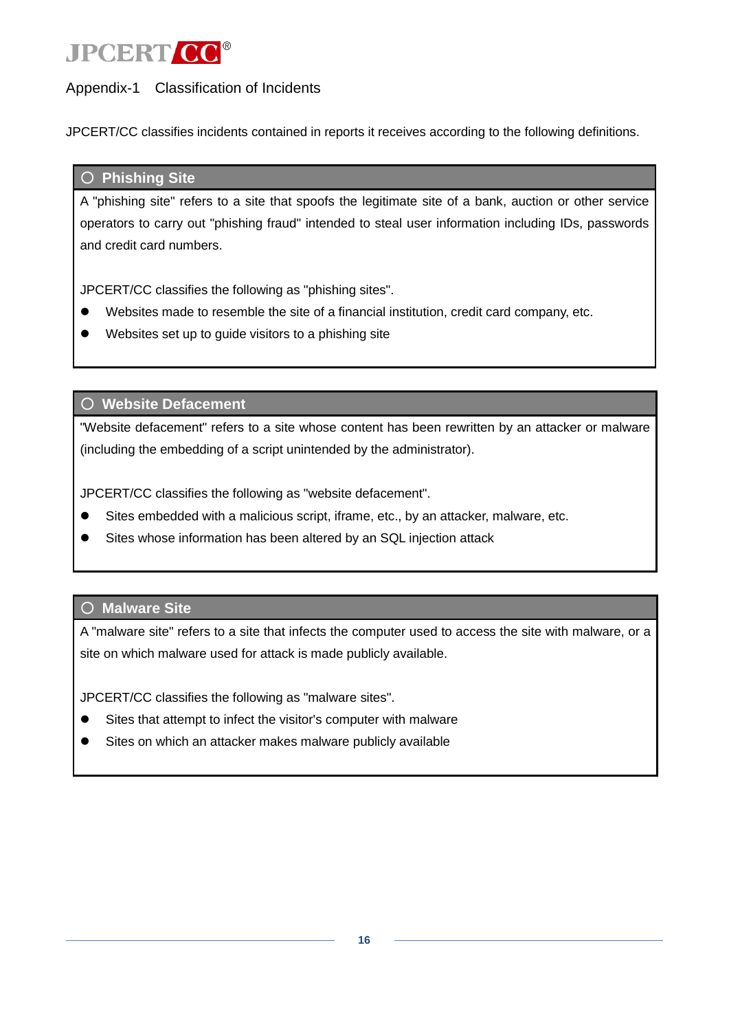## Appendix-1　Classification of Incidents

JPCERT/CC classifies incidents contained in reports it receives according to the following definitions.

### ○ Phishing Site

A "phishing site" refers to a site that spoofs the legitimate site of a bank, auction or other service operators to carry out "phishing fraud" intended to steal user information including IDs, passwords and credit card numbers.

JPCERT/CC classifies the following as "phishing sites".

- Websites made to resemble the site of a financial institution, credit card company, etc.
- Websites set up to guide visitors to a phishing site

### ○ Website Defacement

"Website defacement" refers to a site whose content has been rewritten by an attacker or malware (including the embedding of a script unintended by the administrator).

JPCERT/CC classifies the following as "website defacement".

- Sites embedded with a malicious script, iframe, etc., by an attacker, malware, etc.
- Sites whose information has been altered by an SQL injection attack

### ○ Malware Site

A "malware site" refers to a site that infects the computer used to access the site with malware, or a site on which malware used for attack is made publicly available.

JPCERT/CC classifies the following as "malware sites".

- Sites that attempt to infect the visitor's computer with malware
- Sites on which an attacker makes malware publicly available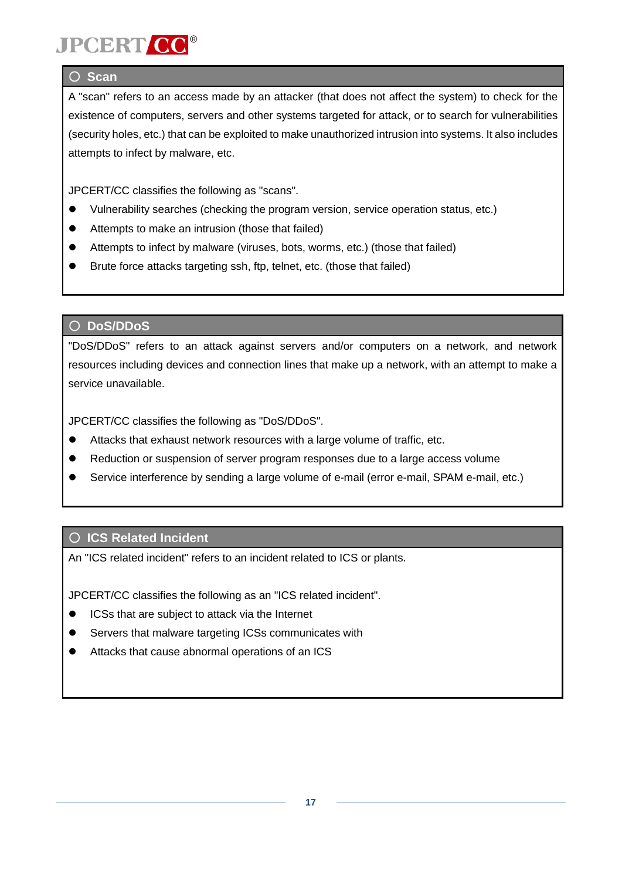### ○ Scan

A "scan" refers to an access made by an attacker (that does not affect the system) to check for the existence of computers, servers and other systems targeted for attack, or to search for vulnerabilities (security holes, etc.) that can be exploited to make unauthorized intrusion into systems. It also includes attempts to infect by malware, etc.

JPCERT/CC classifies the following as "scans".

- Vulnerability searches (checking the program version, service operation status, etc.)
- Attempts to make an intrusion (those that failed)
- Attempts to infect by malware (viruses, bots, worms, etc.) (those that failed)
- Brute force attacks targeting ssh, ftp, telnet, etc. (those that failed)

### ○ DoS/DDoS

"DoS/DDoS" refers to an attack against servers and/or computers on a network, and network resources including devices and connection lines that make up a network, with an attempt to make a service unavailable.

JPCERT/CC classifies the following as "DoS/DDoS".

- Attacks that exhaust network resources with a large volume of traffic, etc.
- Reduction or suspension of server program responses due to a large access volume
- Service interference by sending a large volume of e-mail (error e-mail, SPAM e-mail, etc.)

### ○ ICS Related Incident

An "ICS related incident" refers to an incident related to ICS or plants.

JPCERT/CC classifies the following as an "ICS related incident".

- ICSs that are subject to attack via the Internet
- Servers that malware targeting ICSs communicates with
- Attacks that cause abnormal operations of an ICS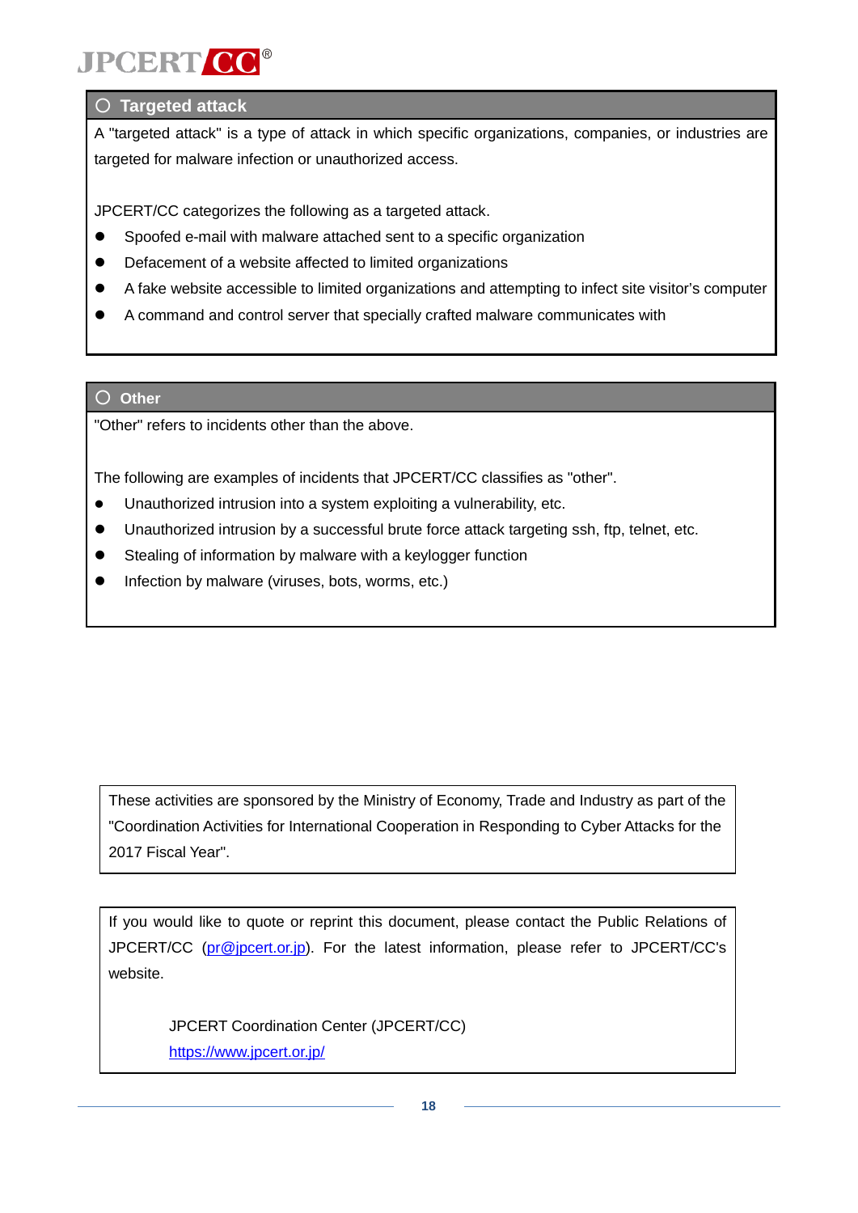### ○ Targeted attack

A "targeted attack" is a type of attack in which specific organizations, companies, or industries are targeted for malware infection or unauthorized access.

JPCERT/CC categorizes the following as a targeted attack.

- Spoofed e-mail with malware attached sent to a specific organization
- Defacement of a website affected to limited organizations
- A fake website accessible to limited organizations and attempting to infect site visitor's computer
- A command and control server that specially crafted malware communicates with

### ○ Other

"Other" refers to incidents other than the above.

The following are examples of incidents that JPCERT/CC classifies as "other".

- Unauthorized intrusion into a system exploiting a vulnerability, etc.
- Unauthorized intrusion by a successful brute force attack targeting ssh, ftp, telnet, etc.
- Stealing of information by malware with a keylogger function
- Infection by malware (viruses, bots, worms, etc.)

These activities are sponsored by the Ministry of Economy, Trade and Industry as part of the "Coordination Activities for International Cooperation in Responding to Cyber Attacks for the 2017 Fiscal Year".

If you would like to quote or reprint this document, please contact the Public Relations of JPCERT/CC (pr@jpcert.or.jp). For the latest information, please refer to JPCERT/CC's website.

JPCERT Coordination Center (JPCERT/CC)
https://www.jpcert.or.jp/